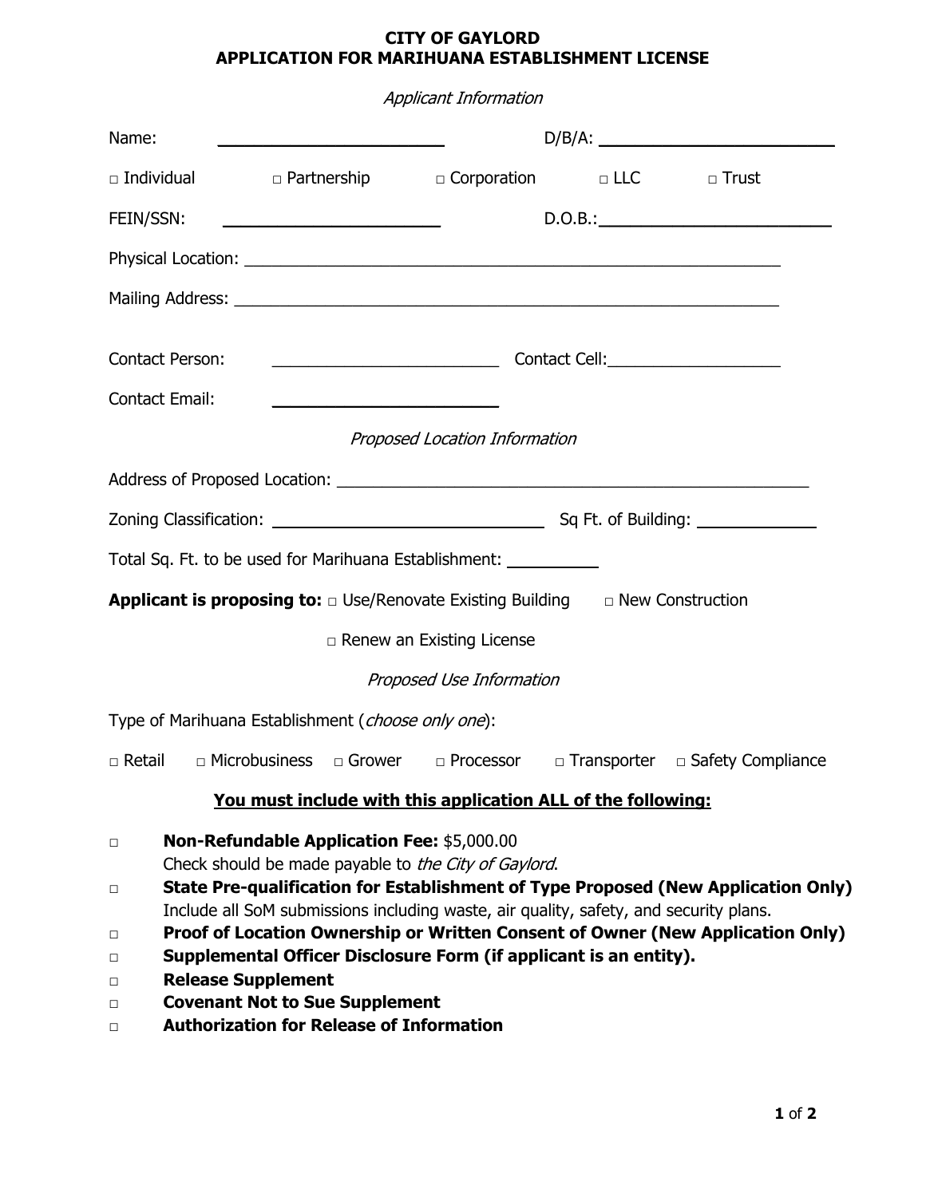# CITY OF GAYLORD
# APPLICATION FOR MARIHUANA ESTABLISHMENT LICENSE

*Applicant Information*

Name: ______________________________ D/B/A: ______________________________

□ Individual □ Partnership □ Corporation □ LLC □ Trust

FEIN/SSN: ______________________________ D.O.B.: ______________________________

Physical Location: ______________________________________________________________

Mailing Address: ______________________________________________________________

Contact Person: ______________________________ Contact Cell: ______________________

Contact Email: ______________________________

*Proposed Location Information*

Address of Proposed Location: ______________________________________________________

Zoning Classification: ______________________________ Sq Ft. of Building: ______________

Total Sq. Ft. to be used for Marihuana Establishment: __________

**Applicant is proposing to:** □ Use/Renovate Existing Building □ New Construction

□ Renew an Existing License

*Proposed Use Information*

Type of Marihuana Establishment (*choose only one*):

□ Retail □ Microbusiness □ Grower □ Processor □ Transporter □ Safety Compliance

**<u>You must include with this application ALL of the following:</u>**

- □ **Non-Refundable Application Fee:** $5,000.00
  Check should be made payable to *the City of Gaylord*.
- □ **State Pre-qualification for Establishment of Type Proposed (New Application Only)**
  Include all SoM submissions including waste, air quality, safety, and security plans.
- □ **Proof of Location Ownership or Written Consent of Owner (New Application Only)**
- □ **Supplemental Officer Disclosure Form (if applicant is an entity).**
- □ **Release Supplement**
- □ **Covenant Not to Sue Supplement**
- □ **Authorization for Release of Information**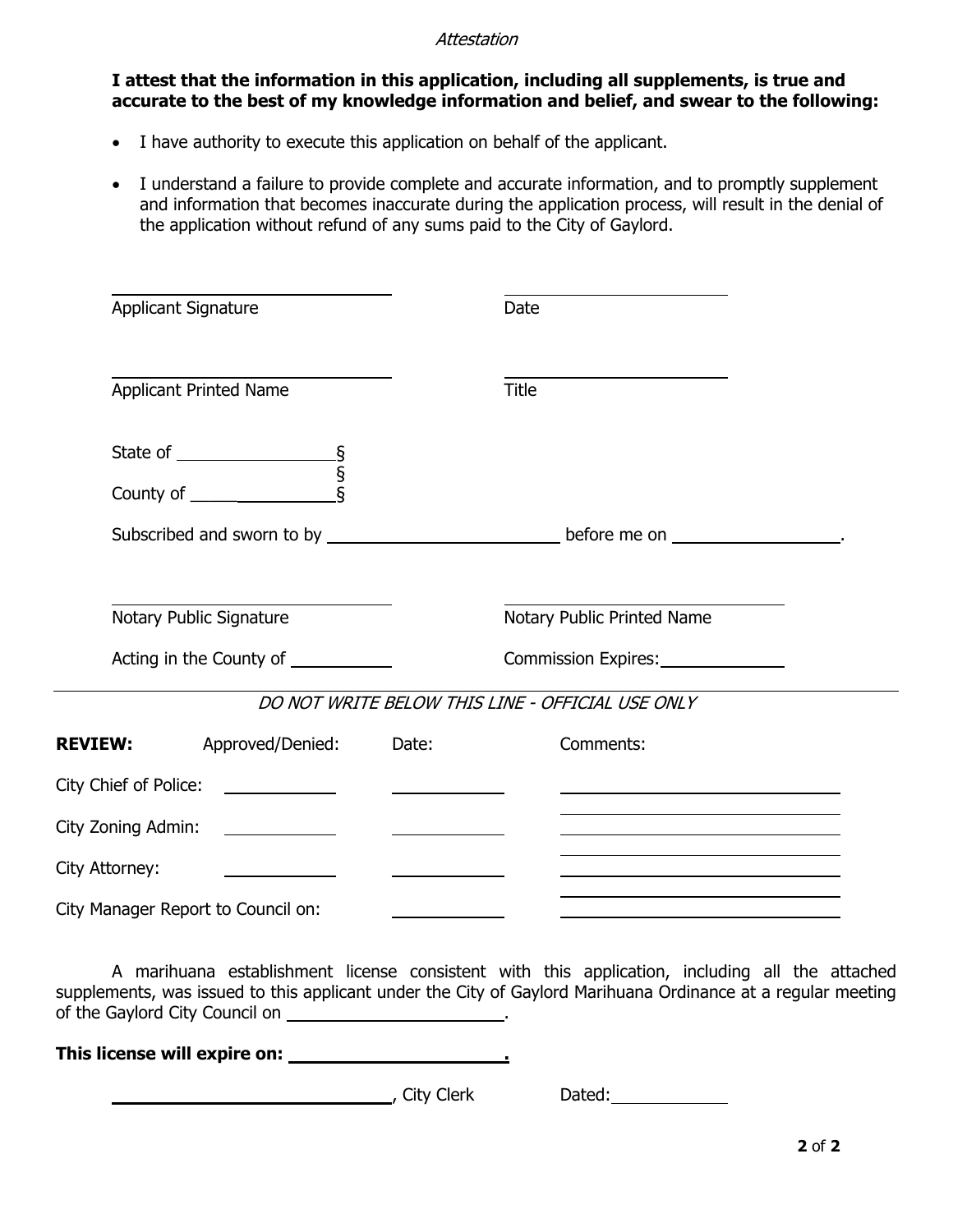*Attestation*

**I attest that the information in this application, including all supplements, is true and accurate to the best of my knowledge information and belief, and swear to the following:**

- I have authority to execute this application on behalf of the applicant.
- I understand a failure to provide complete and accurate information, and to promptly supplement and information that becomes inaccurate during the application process, will result in the denial of the application without refund of any sums paid to the City of Gaylord.

| | |
|---|---|
| ______________________ | ______________________ |
| Applicant Signature | Date |
| ______________________ | ______________________ |
| Applicant Printed Name | Title |

State of ________________ §
§
County of ________________ §

Subscribed and sworn to by ______________________ before me on ________________.

| | |
|---|---|
| ______________________ | ______________________ |
| Notary Public Signature | Notary Public Printed Name |
| Acting in the County of __________ | Commission Expires: __________ |

---

*DO NOT WRITE BELOW THIS LINE - OFFICIAL USE ONLY*

| **REVIEW:** | Approved/Denied: | Date: | Comments: |
|---|---|---|---|
| City Chief of Police: | __________ | __________ | ______________________ |
| City Zoning Admin: | __________ | __________ | ______________________ |
| City Attorney: | __________ | __________ | ______________________ |
| City Manager Report to Council on: | | __________ | ______________________ |

A marihuana establishment license consistent with this application, including all the attached supplements, was issued to this applicant under the City of Gaylord Marihuana Ordinance at a regular meeting of the Gaylord City Council on ______________________.

**This license will expire on: ______________________.**

______________________, City Clerk Dated: __________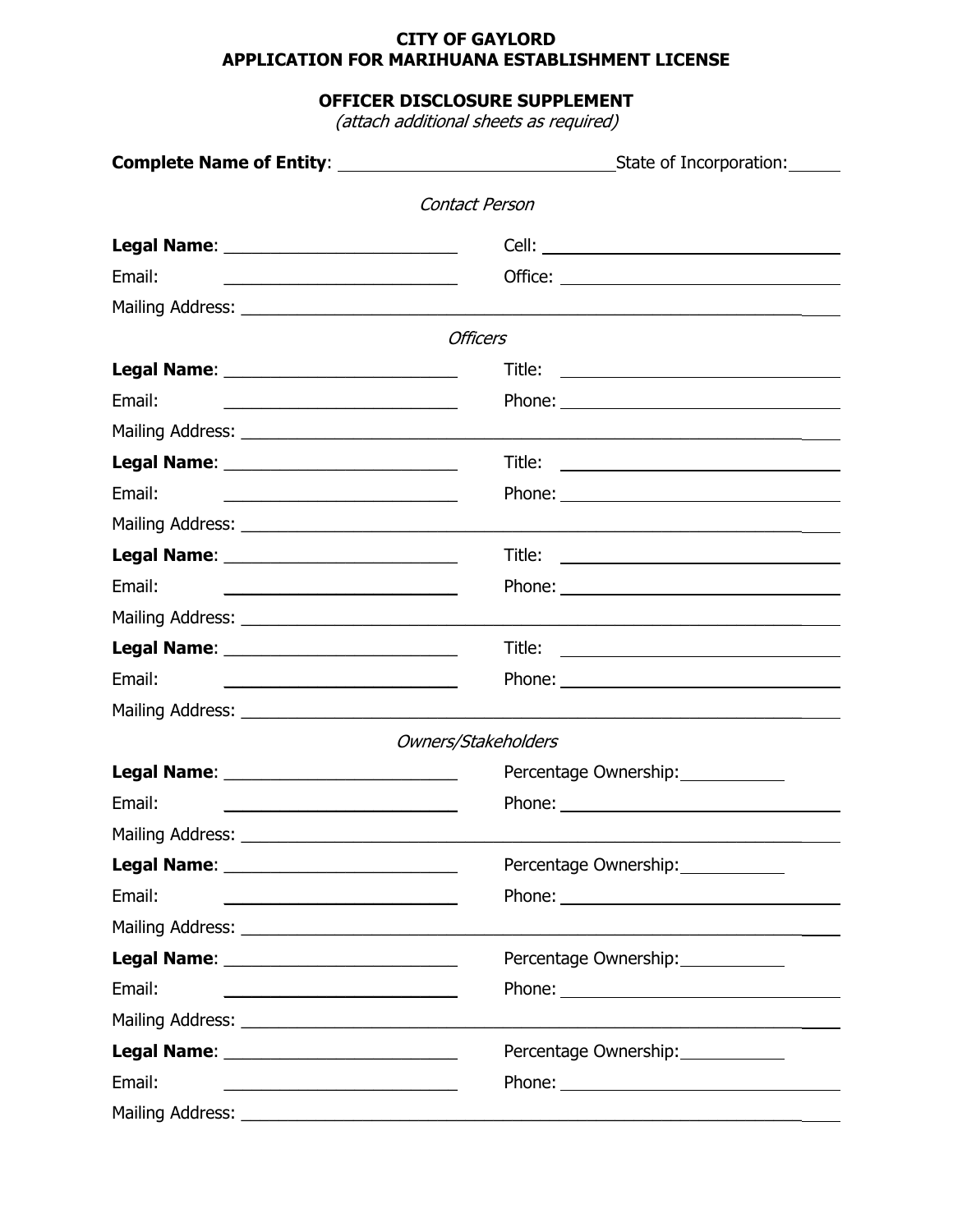**CITY OF GAYLORD**
**APPLICATION FOR MARIHUANA ESTABLISHMENT LICENSE**

**OFFICER DISCLOSURE SUPPLEMENT**
*(attach additional sheets as required)*

**Complete Name of Entity**: ______________________________ State of Incorporation: ______

*Contact Person*

**Legal Name**: __________________________ Cell: ________________________________

Email: __________________________ Office: ________________________________

Mailing Address: ________________________________________________________________

*Officers*

**Legal Name**: __________________________ Title: ________________________________

Email: __________________________ Phone: ________________________________

Mailing Address: ________________________________________________________________

**Legal Name**: __________________________ Title: ________________________________

Email: __________________________ Phone: ________________________________

Mailing Address: ________________________________________________________________

**Legal Name**: __________________________ Title: ________________________________

Email: __________________________ Phone: ________________________________

Mailing Address: ________________________________________________________________

**Legal Name**: __________________________ Title: ________________________________

Email: __________________________ Phone: ________________________________

Mailing Address: ________________________________________________________________

*Owners/Stakeholders*

**Legal Name**: __________________________ Percentage Ownership: ____________

Email: __________________________ Phone: ________________________________

Mailing Address: ________________________________________________________________

**Legal Name**: __________________________ Percentage Ownership: ____________

Email: __________________________ Phone: ________________________________

Mailing Address: ________________________________________________________________

**Legal Name**: __________________________ Percentage Ownership: ____________

Email: __________________________ Phone: ________________________________

Mailing Address: ________________________________________________________________

**Legal Name**: __________________________ Percentage Ownership: ____________

Email: __________________________ Phone: ________________________________

Mailing Address: ________________________________________________________________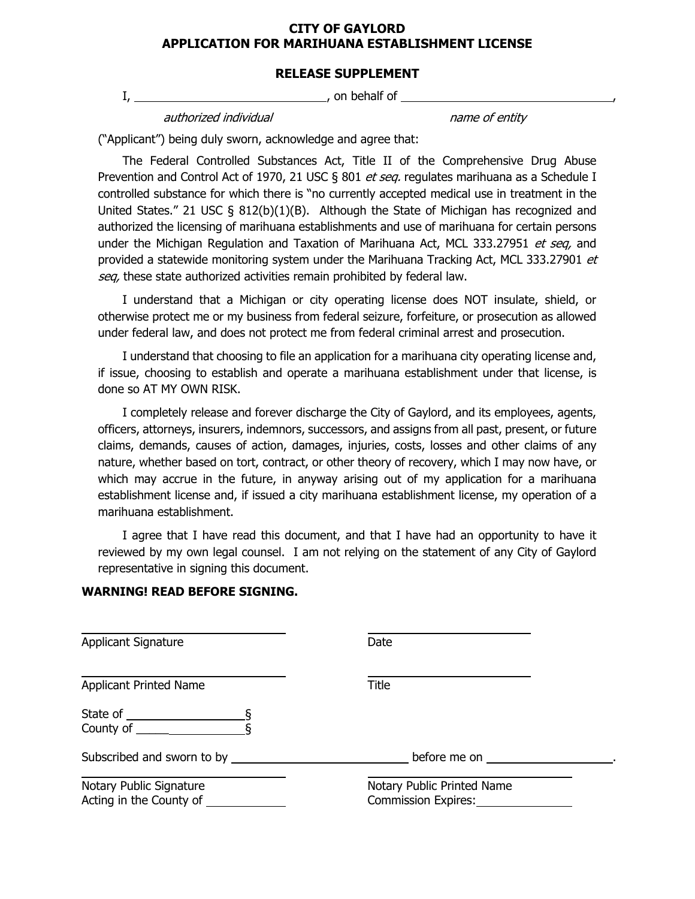# CITY OF GAYLORD
# APPLICATION FOR MARIHUANA ESTABLISHMENT LICENSE

## RELEASE SUPPLEMENT

I, ______________________________, on behalf of __________________________________,

*authorized individual* *name of entity*

("Applicant") being duly sworn, acknowledge and agree that:

The Federal Controlled Substances Act, Title II of the Comprehensive Drug Abuse Prevention and Control Act of 1970, 21 USC § 801 *et seq.* regulates marihuana as a Schedule I controlled substance for which there is "no currently accepted medical use in treatment in the United States." 21 USC § 812(b)(1)(B). Although the State of Michigan has recognized and authorized the licensing of marihuana establishments and use of marihuana for certain persons under the Michigan Regulation and Taxation of Marihuana Act, MCL 333.27951 *et seq,* and provided a statewide monitoring system under the Marihuana Tracking Act, MCL 333.27901 *et seq,* these state authorized activities remain prohibited by federal law.

I understand that a Michigan or city operating license does NOT insulate, shield, or otherwise protect me or my business from federal seizure, forfeiture, or prosecution as allowed under federal law, and does not protect me from federal criminal arrest and prosecution.

I understand that choosing to file an application for a marihuana city operating license and, if issue, choosing to establish and operate a marihuana establishment under that license, is done so AT MY OWN RISK.

I completely release and forever discharge the City of Gaylord, and its employees, agents, officers, attorneys, insurers, indemnors, successors, and assigns from all past, present, or future claims, demands, causes of action, damages, injuries, costs, losses and other claims of any nature, whether based on tort, contract, or other theory of recovery, which I may now have, or which may accrue in the future, in anyway arising out of my application for a marihuana establishment license and, if issued a city marihuana establishment license, my operation of a marihuana establishment.

I agree that I have read this document, and that I have had an opportunity to have it reviewed by my own legal counsel. I am not relying on the statement of any City of Gaylord representative in signing this document.

**WARNING! READ BEFORE SIGNING.**

______________________________ ______________________________
Applicant Signature Date

______________________________ ______________________________
Applicant Printed Name Title

State of ____________________ §
County of ___________________ §

Subscribed and sworn to by ____________________________ before me on ____________________.

______________________________ ______________________________
Notary Public Signature Notary Public Printed Name
Acting in the County of ____________ Commission Expires: ____________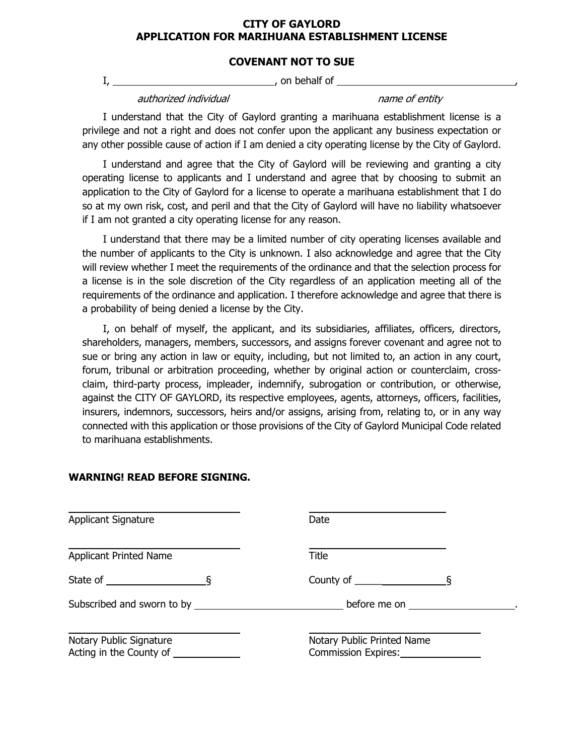# CITY OF GAYLORD
# APPLICATION FOR MARIHUANA ESTABLISHMENT LICENSE

## COVENANT NOT TO SUE

I, ______________________________, on behalf of ________________________________,

*authorized individual* *name of entity*

I understand that the City of Gaylord granting a marihuana establishment license is a privilege and not a right and does not confer upon the applicant any business expectation or any other possible cause of action if I am denied a city operating license by the City of Gaylord.

I understand and agree that the City of Gaylord will be reviewing and granting a city operating license to applicants and I understand and agree that by choosing to submit an application to the City of Gaylord for a license to operate a marihuana establishment that I do so at my own risk, cost, and peril and that the City of Gaylord will have no liability whatsoever if I am not granted a city operating license for any reason.

I understand that there may be a limited number of city operating licenses available and the number of applicants to the City is unknown. I also acknowledge and agree that the City will review whether I meet the requirements of the ordinance and that the selection process for a license is in the sole discretion of the City regardless of an application meeting all of the requirements of the ordinance and application. I therefore acknowledge and agree that there is a probability of being denied a license by the City.

I, on behalf of myself, the applicant, and its subsidiaries, affiliates, officers, directors, shareholders, managers, members, successors, and assigns forever covenant and agree not to sue or bring any action in law or equity, including, but not limited to, an action in any court, forum, tribunal or arbitration proceeding, whether by original action or counterclaim, cross-claim, third-party process, impleader, indemnify, subrogation or contribution, or otherwise, against the CITY OF GAYLORD, its respective employees, agents, attorneys, officers, facilities, insurers, indemnors, successors, heirs and/or assigns, arising from, relating to, or in any way connected with this application or those provisions of the City of Gaylord Municipal Code related to marihuana establishments.

**WARNING! READ BEFORE SIGNING.**

______________________________ ______________________________
Applicant Signature Date

______________________________ ______________________________
Applicant Printed Name Title

State of __________________§ County of __________________§

Subscribed and sworn to by ____________________________ before me on ____________________.

______________________________ ______________________________
Notary Public Signature Notary Public Printed Name
Acting in the County of ____________ Commission Expires: ______________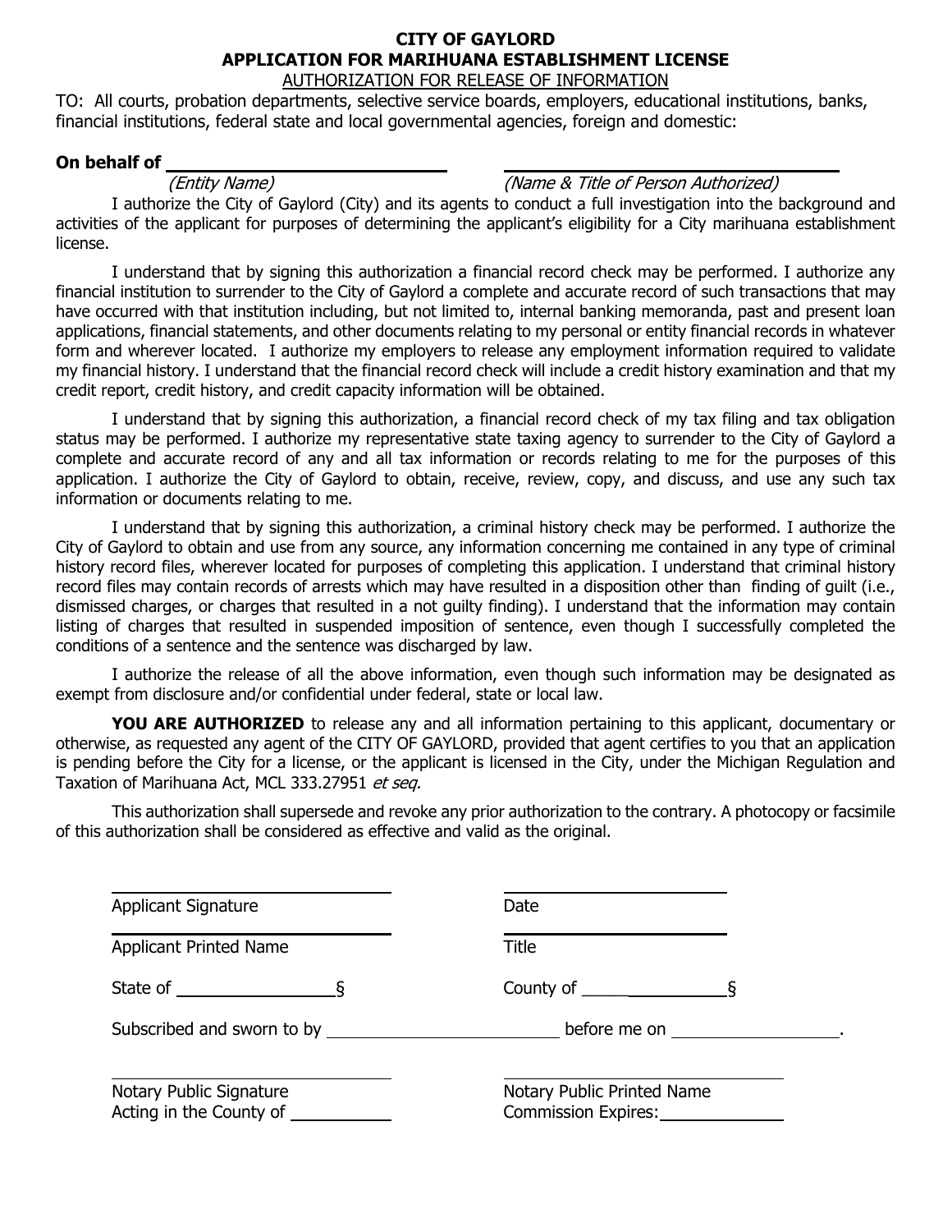**CITY OF GAYLORD**
**APPLICATION FOR MARIHUANA ESTABLISHMENT LICENSE**
AUTHORIZATION FOR RELEASE OF INFORMATION

TO: All courts, probation departments, selective service boards, employers, educational institutions, banks, financial institutions, federal state and local governmental agencies, foreign and domestic:

**On behalf of** \_\_\_\_\_\_\_\_\_\_\_\_\_\_\_\_\_\_\_\_\_\_\_\_\_\_ \_\_\_\_\_\_\_\_\_\_\_\_\_\_\_\_\_\_\_\_\_\_\_\_\_\_\_\_\_\_
*(Entity Name)* *(Name & Title of Person Authorized)*

I authorize the City of Gaylord (City) and its agents to conduct a full investigation into the background and activities of the applicant for purposes of determining the applicant's eligibility for a City marihuana establishment license.

I understand that by signing this authorization a financial record check may be performed. I authorize any financial institution to surrender to the City of Gaylord a complete and accurate record of such transactions that may have occurred with that institution including, but not limited to, internal banking memoranda, past and present loan applications, financial statements, and other documents relating to my personal or entity financial records in whatever form and wherever located. I authorize my employers to release any employment information required to validate my financial history. I understand that the financial record check will include a credit history examination and that my credit report, credit history, and credit capacity information will be obtained.

I understand that by signing this authorization, a financial record check of my tax filing and tax obligation status may be performed. I authorize my representative state taxing agency to surrender to the City of Gaylord a complete and accurate record of any and all tax information or records relating to me for the purposes of this application. I authorize the City of Gaylord to obtain, receive, review, copy, and discuss, and use any such tax information or documents relating to me.

I understand that by signing this authorization, a criminal history check may be performed. I authorize the City of Gaylord to obtain and use from any source, any information concerning me contained in any type of criminal history record files, wherever located for purposes of completing this application. I understand that criminal history record files may contain records of arrests which may have resulted in a disposition other than finding of guilt (i.e., dismissed charges, or charges that resulted in a not guilty finding). I understand that the information may contain listing of charges that resulted in suspended imposition of sentence, even though I successfully completed the conditions of a sentence and the sentence was discharged by law.

I authorize the release of all the above information, even though such information may be designated as exempt from disclosure and/or confidential under federal, state or local law.

**YOU ARE AUTHORIZED** to release any and all information pertaining to this applicant, documentary or otherwise, as requested any agent of the CITY OF GAYLORD, provided that agent certifies to you that an application is pending before the City for a license, or the applicant is licensed in the City, under the Michigan Regulation and Taxation of Marihuana Act, MCL 333.27951 *et seq.*

This authorization shall supersede and revoke any prior authorization to the contrary. A photocopy or facsimile of this authorization shall be considered as effective and valid as the original.

\_\_\_\_\_\_\_\_\_\_\_\_\_\_\_\_\_\_\_\_\_\_\_\_\_\_ \_\_\_\_\_\_\_\_\_\_\_\_\_\_\_\_\_\_\_\_\_\_
Applicant Signature Date

\_\_\_\_\_\_\_\_\_\_\_\_\_\_\_\_\_\_\_\_\_\_\_\_\_\_ \_\_\_\_\_\_\_\_\_\_\_\_\_\_\_\_\_\_\_\_\_\_
Applicant Printed Name Title

State of \_\_\_\_\_\_\_\_\_\_\_\_\_\_\_ § County of \_\_\_\_\_\_\_\_\_\_\_\_\_\_\_ §

Subscribed and sworn to by \_\_\_\_\_\_\_\_\_\_\_\_\_\_\_\_\_\_\_\_\_\_ before me on \_\_\_\_\_\_\_\_\_\_\_\_\_\_\_\_\_.

\_\_\_\_\_\_\_\_\_\_\_\_\_\_\_\_\_\_\_\_\_\_\_\_\_\_ \_\_\_\_\_\_\_\_\_\_\_\_\_\_\_\_\_\_\_\_\_\_\_\_\_\_
Notary Public Signature Notary Public Printed Name
Acting in the County of \_\_\_\_\_\_\_\_\_\_ Commission Expires: \_\_\_\_\_\_\_\_\_\_\_\_